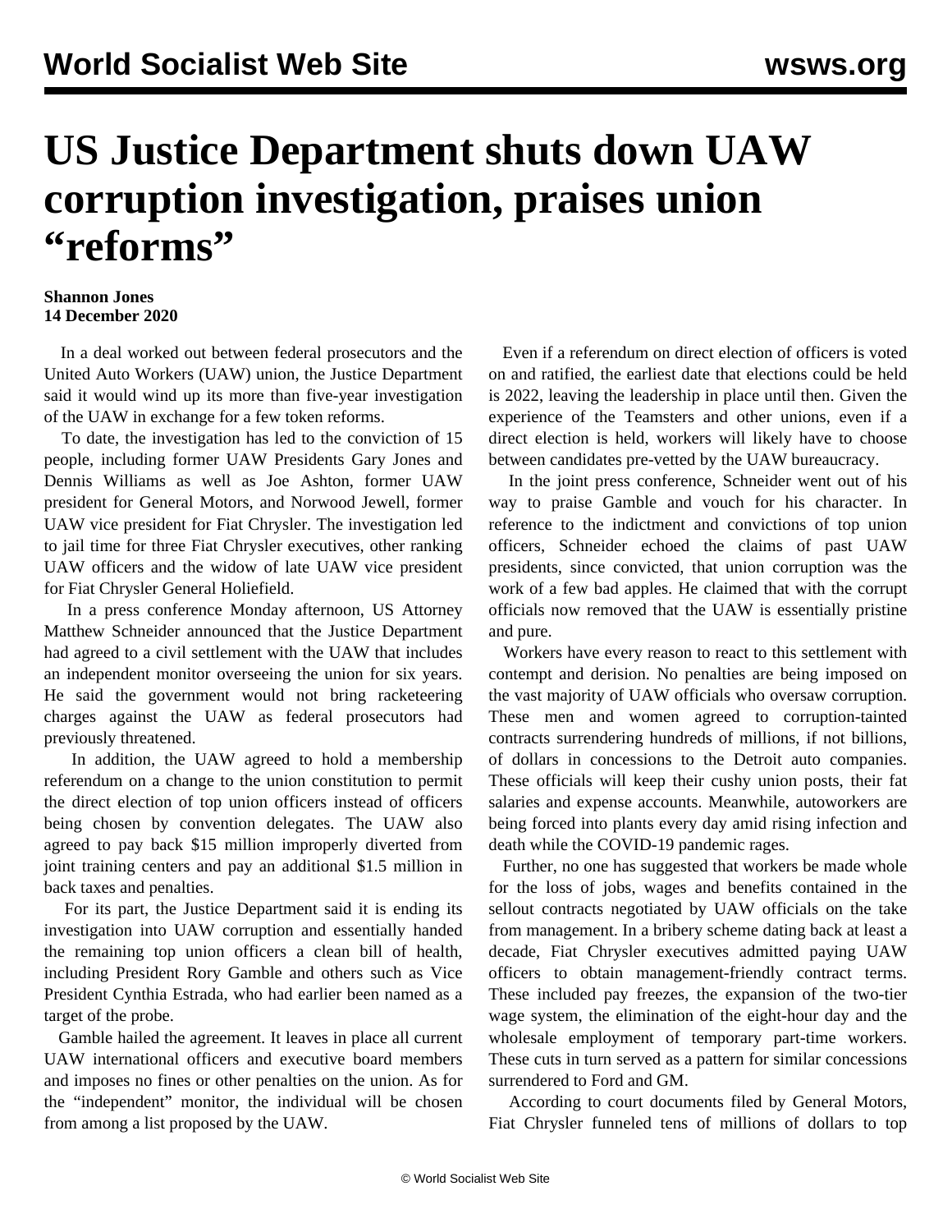# US Justice Department shuts down UAW corruption investigation, praises union "reforms"

**Shannon Jones**
**14 December 2020**

In a deal worked out between federal prosecutors and the United Auto Workers (UAW) union, the Justice Department said it would wind up its more than five-year investigation of the UAW in exchange for a few token reforms.

To date, the investigation has led to the conviction of 15 people, including former UAW Presidents Gary Jones and Dennis Williams as well as Joe Ashton, former UAW president for General Motors, and Norwood Jewell, former UAW vice president for Fiat Chrysler. The investigation led to jail time for three Fiat Chrysler executives, other ranking UAW officers and the widow of late UAW vice president for Fiat Chrysler General Holiefield.

In a press conference Monday afternoon, US Attorney Matthew Schneider announced that the Justice Department had agreed to a civil settlement with the UAW that includes an independent monitor overseeing the union for six years. He said the government would not bring racketeering charges against the UAW as federal prosecutors had previously threatened.

In addition, the UAW agreed to hold a membership referendum on a change to the union constitution to permit the direct election of top union officers instead of officers being chosen by convention delegates. The UAW also agreed to pay back $15 million improperly diverted from joint training centers and pay an additional $1.5 million in back taxes and penalties.

For its part, the Justice Department said it is ending its investigation into UAW corruption and essentially handed the remaining top union officers a clean bill of health, including President Rory Gamble and others such as Vice President Cynthia Estrada, who had earlier been named as a target of the probe.

Gamble hailed the agreement. It leaves in place all current UAW international officers and executive board members and imposes no fines or other penalties on the union. As for the "independent" monitor, the individual will be chosen from among a list proposed by the UAW.

Even if a referendum on direct election of officers is voted on and ratified, the earliest date that elections could be held is 2022, leaving the leadership in place until then. Given the experience of the Teamsters and other unions, even if a direct election is held, workers will likely have to choose between candidates pre-vetted by the UAW bureaucracy.

In the joint press conference, Schneider went out of his way to praise Gamble and vouch for his character. In reference to the indictment and convictions of top union officers, Schneider echoed the claims of past UAW presidents, since convicted, that union corruption was the work of a few bad apples. He claimed that with the corrupt officials now removed that the UAW is essentially pristine and pure.

Workers have every reason to react to this settlement with contempt and derision. No penalties are being imposed on the vast majority of UAW officials who oversaw corruption. These men and women agreed to corruption-tainted contracts surrendering hundreds of millions, if not billions, of dollars in concessions to the Detroit auto companies. These officials will keep their cushy union posts, their fat salaries and expense accounts. Meanwhile, autoworkers are being forced into plants every day amid rising infection and death while the COVID-19 pandemic rages.

Further, no one has suggested that workers be made whole for the loss of jobs, wages and benefits contained in the sellout contracts negotiated by UAW officials on the take from management. In a bribery scheme dating back at least a decade, Fiat Chrysler executives admitted paying UAW officers to obtain management-friendly contract terms. These included pay freezes, the expansion of the two-tier wage system, the elimination of the eight-hour day and the wholesale employment of temporary part-time workers. These cuts in turn served as a pattern for similar concessions surrendered to Ford and GM.

According to court documents filed by General Motors, Fiat Chrysler funneled tens of millions of dollars to top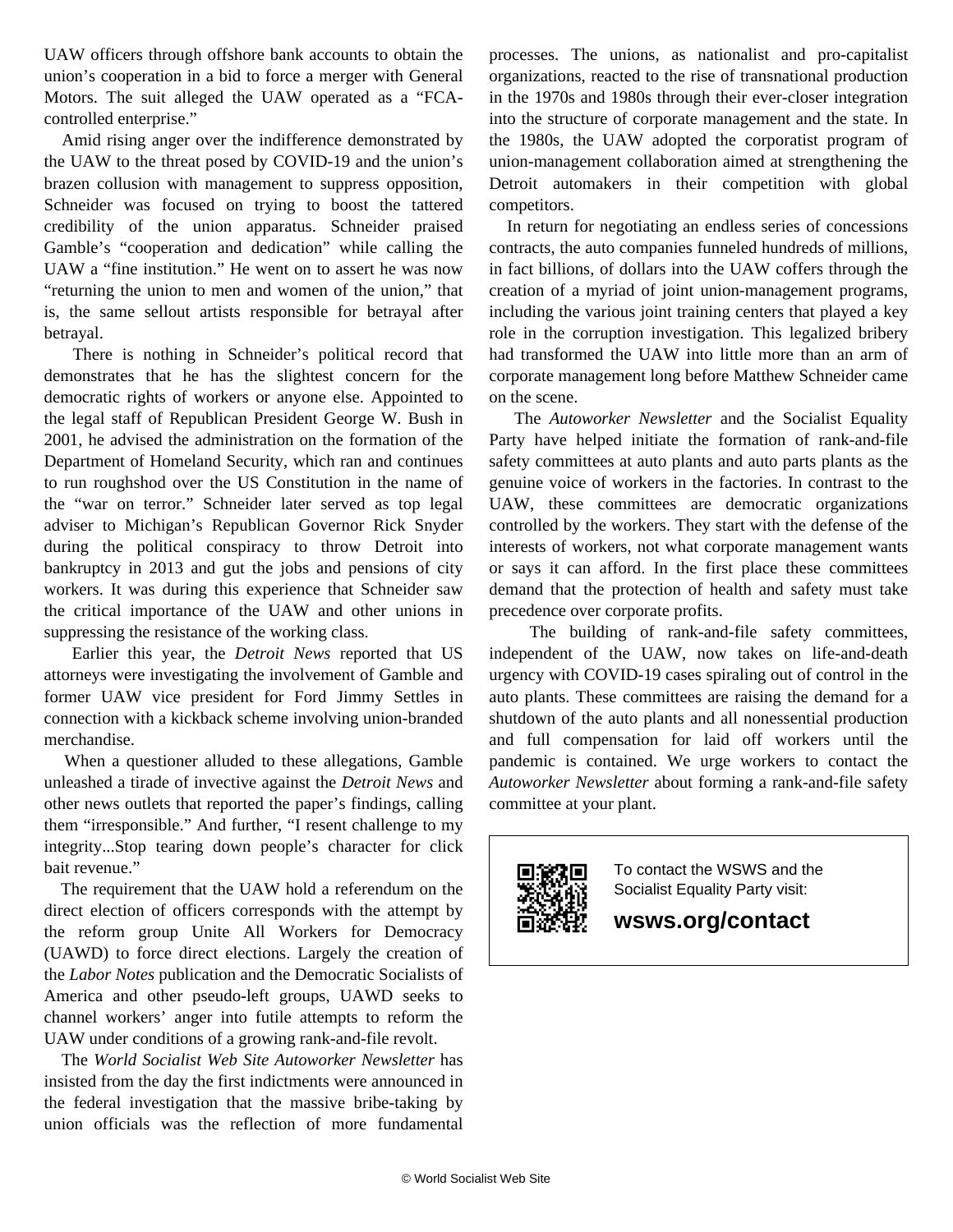UAW officers through offshore bank accounts to obtain the union's cooperation in a bid to force a merger with General Motors. The suit alleged the UAW operated as a "FCA-controlled enterprise."

Amid rising anger over the indifference demonstrated by the UAW to the threat posed by COVID-19 and the union's brazen collusion with management to suppress opposition, Schneider was focused on trying to boost the tattered credibility of the union apparatus. Schneider praised Gamble's "cooperation and dedication" while calling the UAW a "fine institution." He went on to assert he was now "returning the union to men and women of the union," that is, the same sellout artists responsible for betrayal after betrayal.

There is nothing in Schneider's political record that demonstrates that he has the slightest concern for the democratic rights of workers or anyone else. Appointed to the legal staff of Republican President George W. Bush in 2001, he advised the administration on the formation of the Department of Homeland Security, which ran and continues to run roughshod over the US Constitution in the name of the "war on terror." Schneider later served as top legal adviser to Michigan's Republican Governor Rick Snyder during the political conspiracy to throw Detroit into bankruptcy in 2013 and gut the jobs and pensions of city workers. It was during this experience that Schneider saw the critical importance of the UAW and other unions in suppressing the resistance of the working class.

Earlier this year, the *Detroit News* reported that US attorneys were investigating the involvement of Gamble and former UAW vice president for Ford Jimmy Settles in connection with a kickback scheme involving union-branded merchandise.

When a questioner alluded to these allegations, Gamble unleashed a tirade of invective against the *Detroit News* and other news outlets that reported the paper's findings, calling them "irresponsible." And further, "I resent challenge to my integrity...Stop tearing down people's character for click bait revenue."

The requirement that the UAW hold a referendum on the direct election of officers corresponds with the attempt by the reform group Unite All Workers for Democracy (UAWD) to force direct elections. Largely the creation of the *Labor Notes* publication and the Democratic Socialists of America and other pseudo-left groups, UAWD seeks to channel workers' anger into futile attempts to reform the UAW under conditions of a growing rank-and-file revolt.

The *World Socialist Web Site Autoworker Newsletter* has insisted from the day the first indictments were announced in the federal investigation that the massive bribe-taking by union officials was the reflection of more fundamental processes. The unions, as nationalist and pro-capitalist organizations, reacted to the rise of transnational production in the 1970s and 1980s through their ever-closer integration into the structure of corporate management and the state. In the 1980s, the UAW adopted the corporatist program of union-management collaboration aimed at strengthening the Detroit automakers in their competition with global competitors.

In return for negotiating an endless series of concessions contracts, the auto companies funneled hundreds of millions, in fact billions, of dollars into the UAW coffers through the creation of a myriad of joint union-management programs, including the various joint training centers that played a key role in the corruption investigation. This legalized bribery had transformed the UAW into little more than an arm of corporate management long before Matthew Schneider came on the scene.

The *Autoworker Newsletter* and the Socialist Equality Party have helped initiate the formation of rank-and-file safety committees at auto plants and auto parts plants as the genuine voice of workers in the factories. In contrast to the UAW, these committees are democratic organizations controlled by the workers. They start with the defense of the interests of workers, not what corporate management wants or says it can afford. In the first place these committees demand that the protection of health and safety must take precedence over corporate profits.

The building of rank-and-file safety committees, independent of the UAW, now takes on life-and-death urgency with COVID-19 cases spiraling out of control in the auto plants. These committees are raising the demand for a shutdown of the auto plants and all nonessential production and full compensation for laid off workers until the pandemic is contained. We urge workers to contact the *Autoworker Newsletter* about forming a rank-and-file safety committee at your plant.

To contact the WSWS and the Socialist Equality Party visit:

**wsws.org/contact**